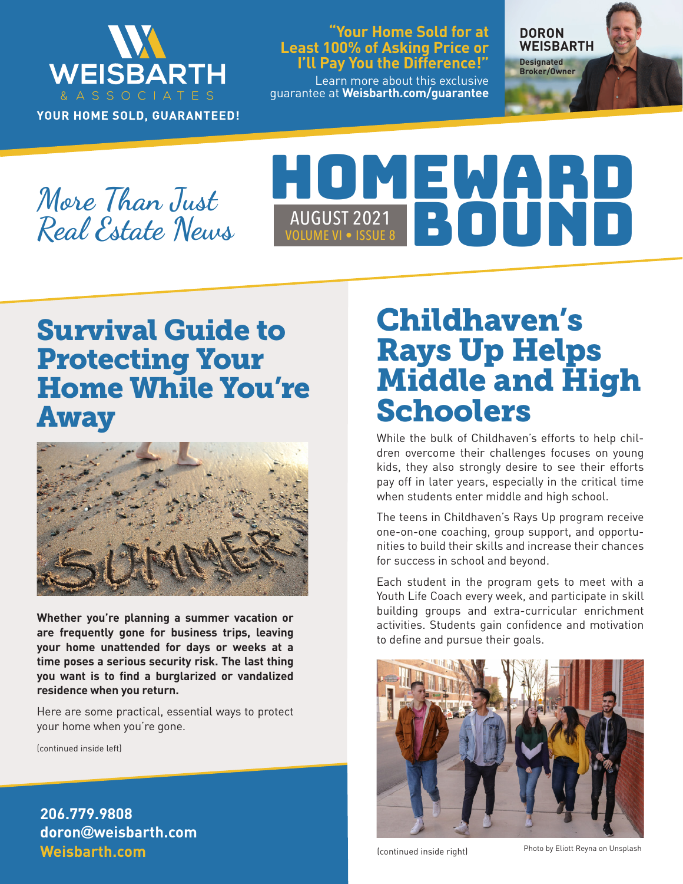**WEISBARTH**
& ASSOCIATES

**YOUR HOME SOLD, GUARANTEED!**

**"Your Home Sold for at Least 100% of Asking Price or I'll Pay You the Difference!"**

Learn more about this exclusive guarantee at **Weisbarth.com/guarantee**

**DORON WEISBARTH**
Designated Broker/Owner

*More Than Just Real Estate News*

# HOMEWARD BOUND

AUGUST 2021
VOLUME VI • ISSUE 8

## Survival Guide to Protecting Your Home While You're Away

**Whether you're planning a summer vacation or are frequently gone for business trips, leaving your home unattended for days or weeks at a time poses a serious security risk. The last thing you want is to find a burglarized or vandalized residence when you return.**

Here are some practical, essential ways to protect your home when you're gone.

(continued inside left)

## Childhaven's Rays Up Helps Middle and High Schoolers

While the bulk of Childhaven's efforts to help children overcome their challenges focuses on young kids, they also strongly desire to see their efforts pay off in later years, especially in the critical time when students enter middle and high school.

The teens in Childhaven's Rays Up program receive one-on-one coaching, group support, and opportunities to build their skills and increase their chances for success in school and beyond.

Each student in the program gets to meet with a Youth Life Coach every week, and participate in skill building groups and extra-curricular enrichment activities. Students gain confidence and motivation to define and pursue their goals.

(continued inside right)

Photo by Eliott Reyna on Unsplash

**206.779.9808**
**doron@weisbarth.com**
**Weisbarth.com**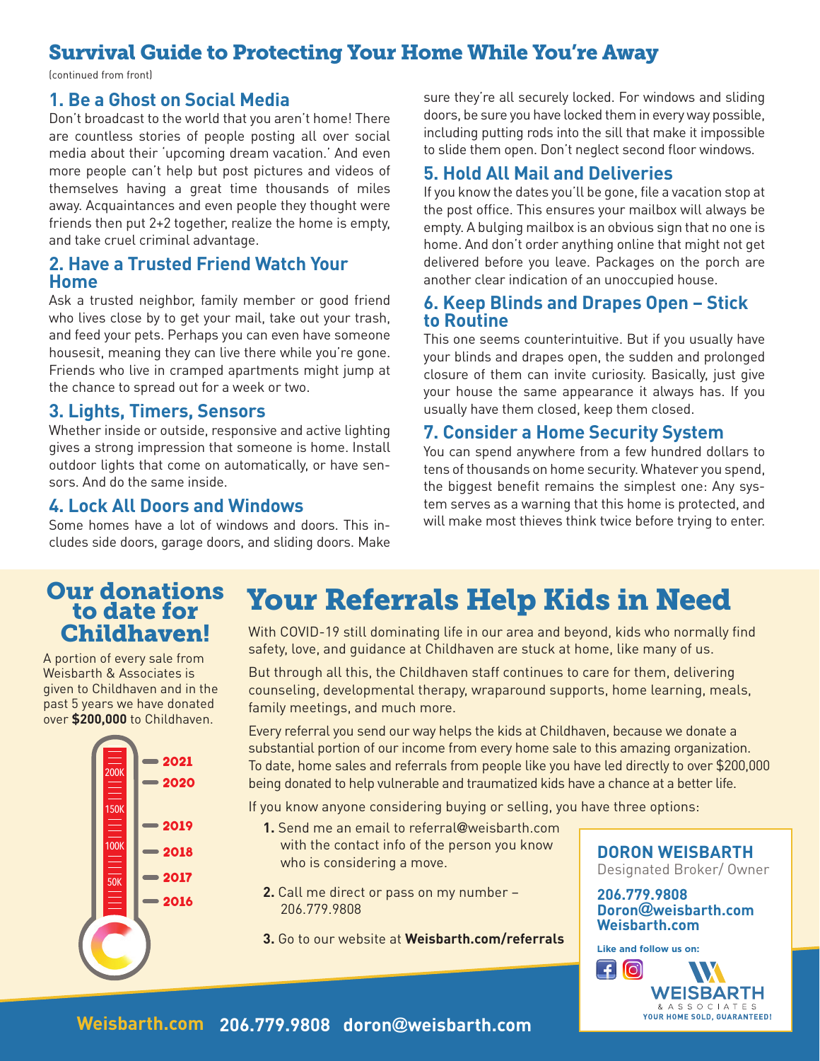## Survival Guide to Protecting Your Home While You're Away

(continued from front)

### 1. Be a Ghost on Social Media

Don't broadcast to the world that you aren't home! There are countless stories of people posting all over social media about their 'upcoming dream vacation.' And even more people can't help but post pictures and videos of themselves having a great time thousands of miles away. Acquaintances and even people they thought were friends then put 2+2 together, realize the home is empty, and take cruel criminal advantage.

### 2. Have a Trusted Friend Watch Your Home

Ask a trusted neighbor, family member or good friend who lives close by to get your mail, take out your trash, and feed your pets. Perhaps you can even have someone housesit, meaning they can live there while you're gone. Friends who live in cramped apartments might jump at the chance to spread out for a week or two.

### 3. Lights, Timers, Sensors

Whether inside or outside, responsive and active lighting gives a strong impression that someone is home. Install outdoor lights that come on automatically, or have sensors. And do the same inside.

### 4. Lock All Doors and Windows

Some homes have a lot of windows and doors. This includes side doors, garage doors, and sliding doors. Make sure they're all securely locked. For windows and sliding doors, be sure you have locked them in every way possible, including putting rods into the sill that make it impossible to slide them open. Don't neglect second floor windows.

### 5. Hold All Mail and Deliveries

If you know the dates you'll be gone, file a vacation stop at the post office. This ensures your mailbox will always be empty. A bulging mailbox is an obvious sign that no one is home. And don't order anything online that might not get delivered before you leave. Packages on the porch are another clear indication of an unoccupied house.

### 6. Keep Blinds and Drapes Open – Stick to Routine

This one seems counterintuitive. But if you usually have your blinds and drapes open, the sudden and prolonged closure of them can invite curiosity. Basically, just give your house the same appearance it always has. If you usually have them closed, keep them closed.

### 7. Consider a Home Security System

You can spend anywhere from a few hundred dollars to tens of thousands on home security. Whatever you spend, the biggest benefit remains the simplest one: Any system serves as a warning that this home is protected, and will make most thieves think twice before trying to enter.

## Our donations to date for Childhaven!

A portion of every sale from Weisbarth & Associates is given to Childhaven and in the past 5 years we have donated over **$200,000** to Childhaven.

50K, 100K, 150K, 200K — 2016, 2017, 2018, 2019, 2020, 2021

## Your Referrals Help Kids in Need

With COVID-19 still dominating life in our area and beyond, kids who normally find safety, love, and guidance at Childhaven are stuck at home, like many of us.

But through all this, the Childhaven staff continues to care for them, delivering counseling, developmental therapy, wraparound supports, home learning, meals, family meetings, and much more.

Every referral you send our way helps the kids at Childhaven, because we donate a substantial portion of our income from every home sale to this amazing organization. To date, home sales and referrals from people like you have led directly to over $200,000 being donated to help vulnerable and traumatized kids have a chance at a better life.

If you know anyone considering buying or selling, you have three options:

1. Send me an email to referral@weisbarth.com with the contact info of the person you know who is considering a move.
2. Call me direct or pass on my number – 206.779.9808
3. Go to our website at **Weisbarth.com/referrals**

**DORON WEISBARTH**
Designated Broker/ Owner

**206.779.9808**
**Doron@weisbarth.com**
**Weisbarth.com**

**Like and follow us on:**

WEISBARTH & ASSOCIATES
YOUR HOME SOLD, GUARANTEED!

**Weisbarth.com 206.779.9808 doron@weisbarth.com**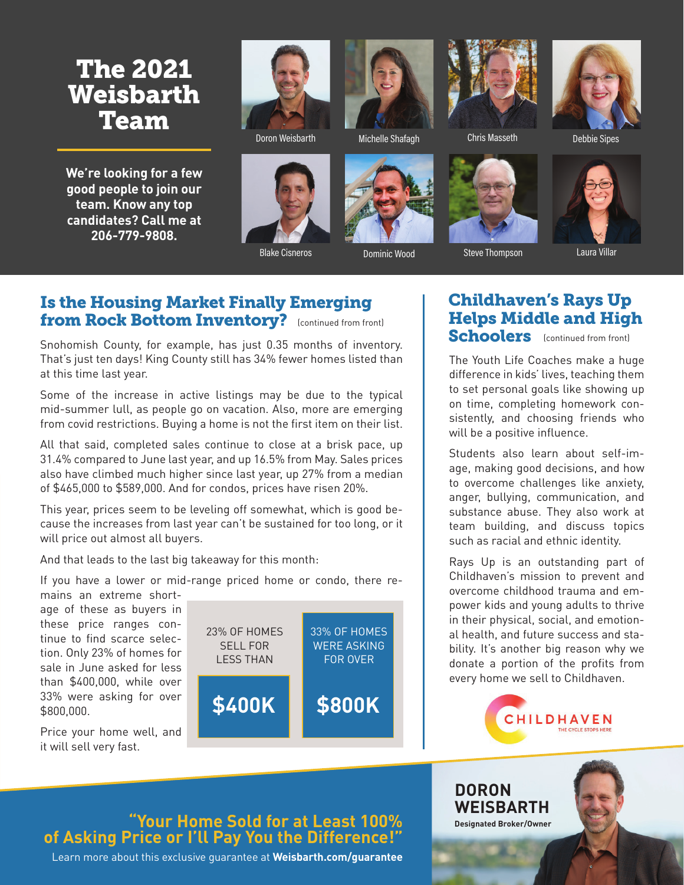# The 2021 Weisbarth Team

**We're looking for a few good people to join our team. Know any top candidates? Call me at 206-779-9808.**

Doron Weisbarth

Michelle Shafagh

Chris Masseth

Debbie Sipes

Blake Cisneros

Dominic Wood

Steve Thompson

Laura Villar

## Is the Housing Market Finally Emerging from Rock Bottom Inventory? (continued from front)

Snohomish County, for example, has just 0.35 months of inventory. That's just ten days! King County still has 34% fewer homes listed than at this time last year.

Some of the increase in active listings may be due to the typical mid-summer lull, as people go on vacation. Also, more are emerging from covid restrictions. Buying a home is not the first item on their list.

All that said, completed sales continue to close at a brisk pace, up 31.4% compared to June last year, and up 16.5% from May. Sales prices also have climbed much higher since last year, up 27% from a median of $465,000 to $589,000. And for condos, prices have risen 20%.

This year, prices seem to be leveling off somewhat, which is good because the increases from last year can't be sustained for too long, or it will price out almost all buyers.

And that leads to the last big takeaway for this month:

If you have a lower or mid-range priced home or condo, there remains an extreme shortage of these as buyers in these price ranges continue to find scarce selection. Only 23% of homes for sale in June asked for less than $400,000, while over 33% were asking for over $800,000.

| 23% OF HOMES SELL FOR LESS THAN | 33% OF HOMES WERE ASKING FOR OVER |
|---|---|
| **$400K** | **$800K** |

Price your home well, and it will sell very fast.

## Childhaven's Rays Up Helps Middle and High Schoolers (continued from front)

The Youth Life Coaches make a huge difference in kids' lives, teaching them to set personal goals like showing up on time, completing homework consistently, and choosing friends who will be a positive influence.

Students also learn about self-image, making good decisions, and how to overcome challenges like anxiety, anger, bullying, communication, and substance abuse. They also work at team building, and discuss topics such as racial and ethnic identity.

Rays Up is an outstanding part of Childhaven's mission to prevent and overcome childhood trauma and empower kids and young adults to thrive in their physical, social, and emotional health, and future success and stability. It's another big reason why we donate a portion of the profits from every home we sell to Childhaven.

CHILDHAVEN
THE CYCLE STOPS HERE

**"Your Home Sold for at Least 100% of Asking Price or I'll Pay You the Difference!"**

Learn more about this exclusive guarantee at **Weisbarth.com/guarantee**

**DORON WEISBARTH**
**Designated Broker/Owner**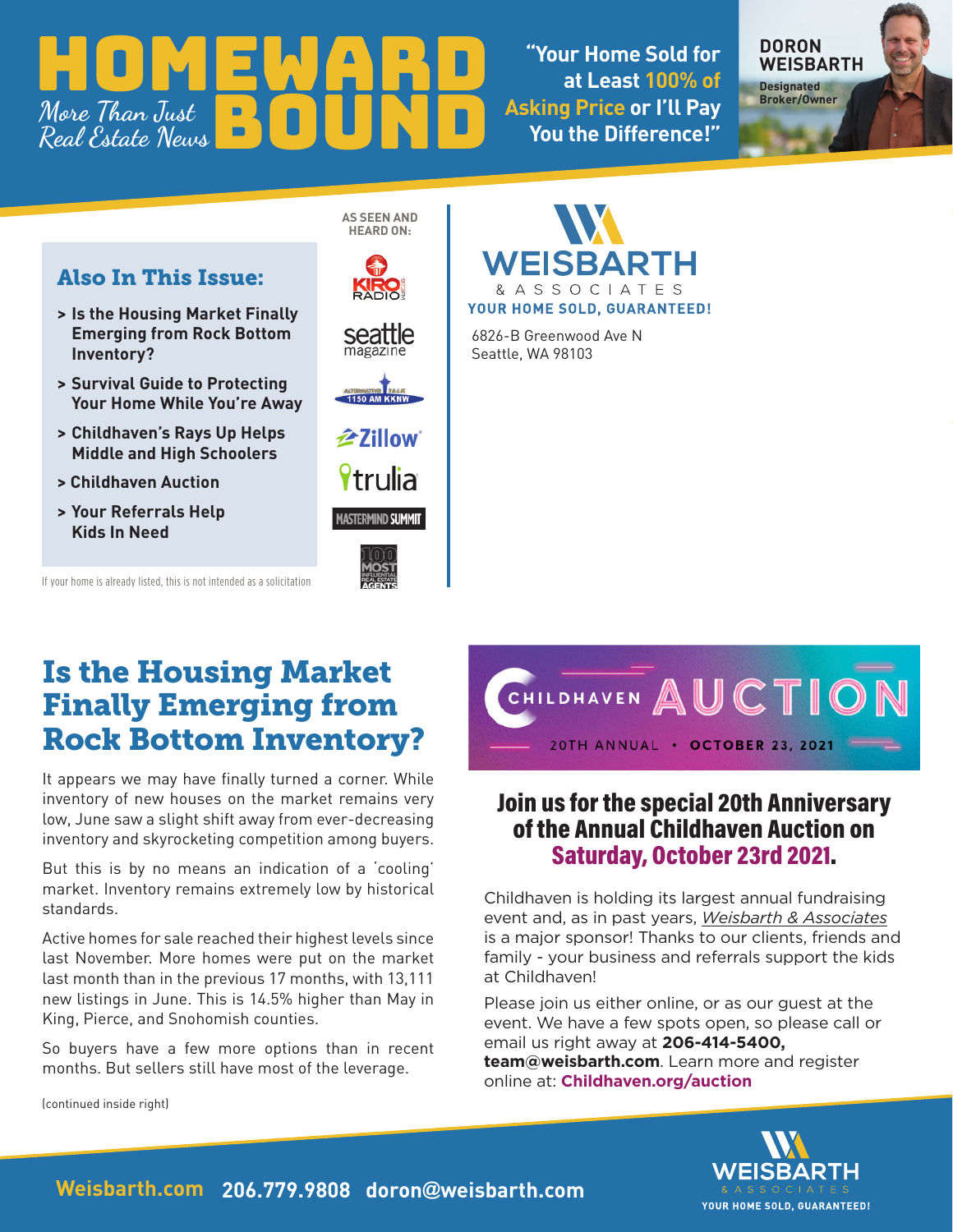# HOMEWARD BOUND

*More Than Just Real Estate News*

**"Your Home Sold for at Least 100% of Asking Price or I'll Pay You the Difference!"**

**DORON WEISBARTH**
Designated Broker/Owner

## Also In This Issue:

- > Is the Housing Market Finally Emerging from Rock Bottom Inventory?
- > Survival Guide to Protecting Your Home While You're Away
- > Childhaven's Rays Up Helps Middle and High Schoolers
- > Childhaven Auction
- > Your Referrals Help Kids In Need

If your home is already listed, this is not intended as a solicitation

AS SEEN AND HEARD ON:

KIRO RADIO
seattle magazine
1150 AM KKNW
Zillow
trulia
MASTERMIND SUMMIT
100 MOST INFLUENTIAL REAL ESTATE AGENTS

WEISBARTH & ASSOCIATES
YOUR HOME SOLD, GUARANTEED!

6826-B Greenwood Ave N
Seattle, WA 98103

## Is the Housing Market Finally Emerging from Rock Bottom Inventory?

It appears we may have finally turned a corner. While inventory of new houses on the market remains very low, June saw a slight shift away from ever-decreasing inventory and skyrocketing competition among buyers.

But this is by no means an indication of a 'cooling' market. Inventory remains extremely low by historical standards.

Active homes for sale reached their highest levels since last November. More homes were put on the market last month than in the previous 17 months, with 13,111 new listings in June. This is 14.5% higher than May in King, Pierce, and Snohomish counties.

So buyers have a few more options than in recent months. But sellers still have most of the leverage.

(continued inside right)

CHILDHAVEN AUCTION
20TH ANNUAL • OCTOBER 23, 2021

## Join us for the special 20th Anniversary of the Annual Childhaven Auction on Saturday, October 23rd 2021.

Childhaven is holding its largest annual fundraising event and, as in past years, *Weisbarth & Associates* is a major sponsor! Thanks to our clients, friends and family - your business and referrals support the kids at Childhaven!

Please join us either online, or as our guest at the event. We have a few spots open, so please call or email us right away at **206-414-5400, team@weisbarth.com**. Learn more and register online at: **Childhaven.org/auction**

Weisbarth.com 206.779.9808 doron@weisbarth.com

WEISBARTH & ASSOCIATES
YOUR HOME SOLD, GUARANTEED!